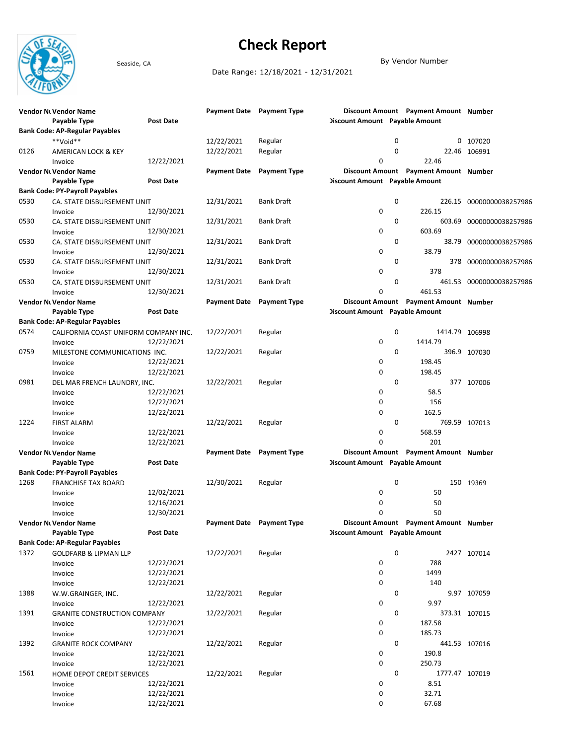# Check Report

Seaside, CA

By Vendor Number

Date Range: 12/18/2021 - 12/31/2021

| Vendor Number | Vendor Name | | Payment Date | Payment Type | Discount Amount | Payment Amount | Number |
|---|---|---|---|---|---|---|---|
| | Payable Type | Post Date | | | Discount Amount | Payable Amount | |
| **Bank Code: AP-Regular Payables** | | | | | | | |
| | **Void** | | 12/22/2021 | Regular | 0 | 0 | 107020 |
| 0126 | AMERICAN LOCK & KEY | | 12/22/2021 | Regular | 0 | 22.46 | 106991 |
| | Invoice | 12/22/2021 | | | 0 | 22.46 | |
| **Bank Code: PY-Payroll Payables** | | | | | | | |
| 0530 | CA. STATE DISBURSEMENT UNIT | | 12/31/2021 | Bank Draft | 0 | 226.15 | 00000000038257986 |
| | Invoice | 12/30/2021 | | | 0 | 226.15 | |
| 0530 | CA. STATE DISBURSEMENT UNIT | | 12/31/2021 | Bank Draft | 0 | 603.69 | 00000000038257986 |
| | Invoice | 12/30/2021 | | | 0 | 603.69 | |
| 0530 | CA. STATE DISBURSEMENT UNIT | | 12/31/2021 | Bank Draft | 0 | 38.79 | 00000000038257986 |
| | Invoice | 12/30/2021 | | | 0 | 38.79 | |
| 0530 | CA. STATE DISBURSEMENT UNIT | | 12/31/2021 | Bank Draft | 0 | 378 | 00000000038257986 |
| | Invoice | 12/30/2021 | | | 0 | 378 | |
| 0530 | CA. STATE DISBURSEMENT UNIT | | 12/31/2021 | Bank Draft | 0 | 461.53 | 00000000038257986 |
| | Invoice | 12/30/2021 | | | 0 | 461.53 | |
| **Bank Code: AP-Regular Payables** | | | | | | | |
| 0574 | CALIFORNIA COAST UNIFORM COMPANY INC. | | 12/22/2021 | Regular | 0 | 1414.79 | 106998 |
| | Invoice | 12/22/2021 | | | 0 | 1414.79 | |
| 0759 | MILESTONE COMMUNICATIONS INC. | | 12/22/2021 | Regular | 0 | 396.9 | 107030 |
| | Invoice | 12/22/2021 | | | 0 | 198.45 | |
| | Invoice | 12/22/2021 | | | 0 | 198.45 | |
| 0981 | DEL MAR FRENCH LAUNDRY, INC. | | 12/22/2021 | Regular | 0 | 377 | 107006 |
| | Invoice | 12/22/2021 | | | 0 | 58.5 | |
| | Invoice | 12/22/2021 | | | 0 | 156 | |
| | Invoice | 12/22/2021 | | | 0 | 162.5 | |
| 1224 | FIRST ALARM | | 12/22/2021 | Regular | 0 | 769.59 | 107013 |
| | Invoice | 12/22/2021 | | | 0 | 568.59 | |
| | Invoice | 12/22/2021 | | | 0 | 201 | |
| **Bank Code: PY-Payroll Payables** | | | | | | | |
| 1268 | FRANCHISE TAX BOARD | | 12/30/2021 | Regular | 0 | 150 | 19369 |
| | Invoice | 12/02/2021 | | | 0 | 50 | |
| | Invoice | 12/16/2021 | | | 0 | 50 | |
| | Invoice | 12/30/2021 | | | 0 | 50 | |
| **Bank Code: AP-Regular Payables** | | | | | | | |
| 1372 | GOLDFARB & LIPMAN LLP | | 12/22/2021 | Regular | 0 | 2427 | 107014 |
| | Invoice | 12/22/2021 | | | 0 | 788 | |
| | Invoice | 12/22/2021 | | | 0 | 1499 | |
| | Invoice | 12/22/2021 | | | 0 | 140 | |
| 1388 | W.W.GRAINGER, INC. | | 12/22/2021 | Regular | 0 | 9.97 | 107059 |
| | Invoice | 12/22/2021 | | | 0 | 9.97 | |
| 1391 | GRANITE CONSTRUCTION COMPANY | | 12/22/2021 | Regular | 0 | 373.31 | 107015 |
| | Invoice | 12/22/2021 | | | 0 | 187.58 | |
| | Invoice | 12/22/2021 | | | 0 | 185.73 | |
| 1392 | GRANITE ROCK COMPANY | | 12/22/2021 | Regular | 0 | 441.53 | 107016 |
| | Invoice | 12/22/2021 | | | 0 | 190.8 | |
| | Invoice | 12/22/2021 | | | 0 | 250.73 | |
| 1561 | HOME DEPOT CREDIT SERVICES | | 12/22/2021 | Regular | 0 | 1777.47 | 107019 |
| | Invoice | 12/22/2021 | | | 0 | 8.51 | |
| | Invoice | 12/22/2021 | | | 0 | 32.71 | |
| | Invoice | 12/22/2021 | | | 0 | 67.68 | |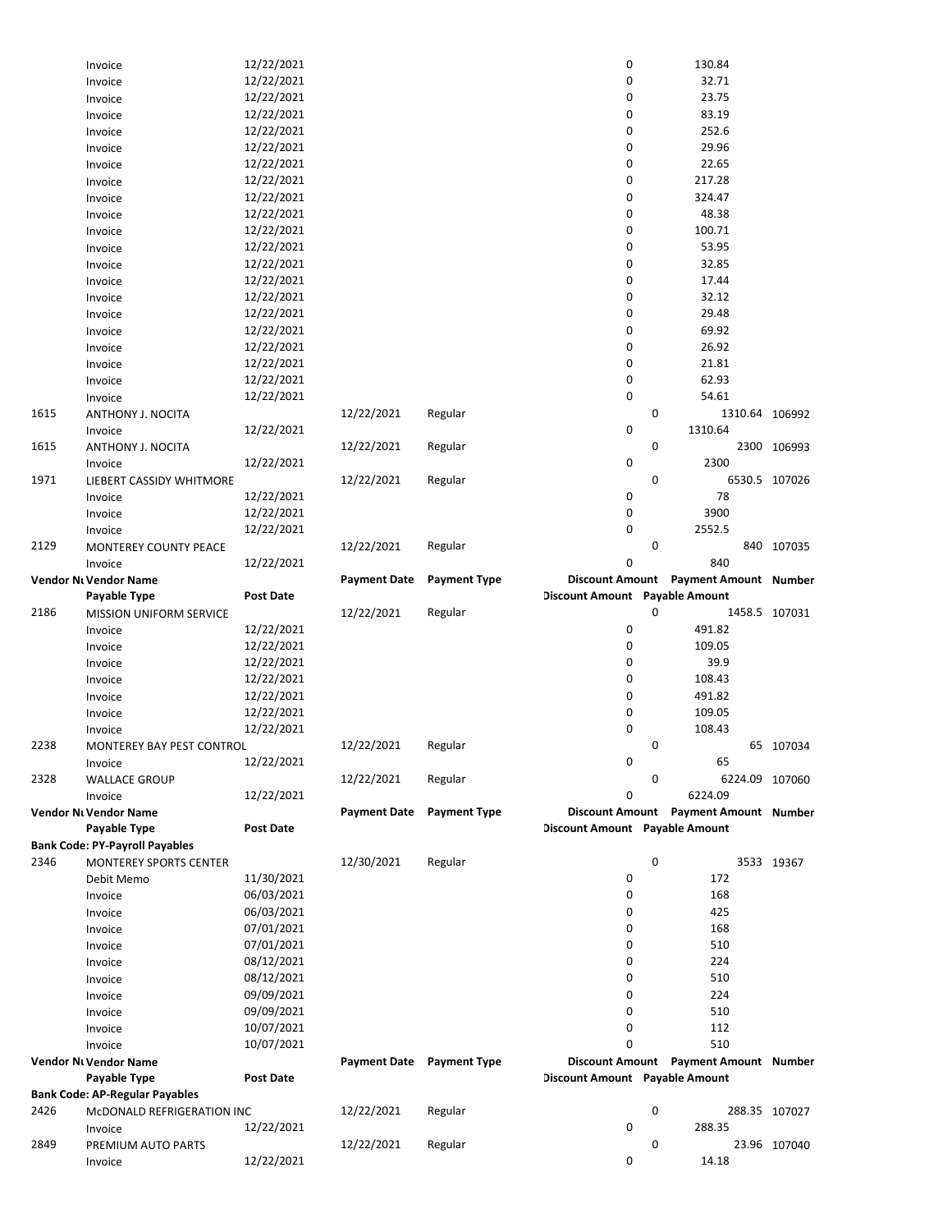| Vendor Number | Vendor Name | Payment Date | Payment Type | Discount Amount | Payment Amount | Number |
|---|---|---|---|---|---|---|
| | Payable Type | Post Date | | Discount Amount | Payable Amount | |
| | Invoice | 12/22/2021 | | 0 | 130.84 | |
| | Invoice | 12/22/2021 | | 0 | 32.71 | |
| | Invoice | 12/22/2021 | | 0 | 23.75 | |
| | Invoice | 12/22/2021 | | 0 | 83.19 | |
| | Invoice | 12/22/2021 | | 0 | 252.6 | |
| | Invoice | 12/22/2021 | | 0 | 29.96 | |
| | Invoice | 12/22/2021 | | 0 | 22.65 | |
| | Invoice | 12/22/2021 | | 0 | 217.28 | |
| | Invoice | 12/22/2021 | | 0 | 324.47 | |
| | Invoice | 12/22/2021 | | 0 | 48.38 | |
| | Invoice | 12/22/2021 | | 0 | 100.71 | |
| | Invoice | 12/22/2021 | | 0 | 53.95 | |
| | Invoice | 12/22/2021 | | 0 | 32.85 | |
| | Invoice | 12/22/2021 | | 0 | 17.44 | |
| | Invoice | 12/22/2021 | | 0 | 32.12 | |
| | Invoice | 12/22/2021 | | 0 | 29.48 | |
| | Invoice | 12/22/2021 | | 0 | 69.92 | |
| | Invoice | 12/22/2021 | | 0 | 26.92 | |
| | Invoice | 12/22/2021 | | 0 | 21.81 | |
| | Invoice | 12/22/2021 | | 0 | 62.93 | |
| | Invoice | 12/22/2021 | | 0 | 54.61 | |
| 1615 | ANTHONY J. NOCITA | 12/22/2021 | Regular | 0 | 1310.64 | 106992 |
| | Invoice | 12/22/2021 | | 0 | 1310.64 | |
| 1615 | ANTHONY J. NOCITA | 12/22/2021 | Regular | 0 | 2300 | 106993 |
| | Invoice | 12/22/2021 | | 0 | 2300 | |
| 1971 | LIEBERT CASSIDY WHITMORE | 12/22/2021 | Regular | 0 | 6530.5 | 107026 |
| | Invoice | 12/22/2021 | | 0 | 78 | |
| | Invoice | 12/22/2021 | | 0 | 3900 | |
| | Invoice | 12/22/2021 | | 0 | 2552.5 | |
| 2129 | MONTEREY COUNTY PEACE | 12/22/2021 | Regular | 0 | 840 | 107035 |
| | Invoice | 12/22/2021 | | 0 | 840 | |

| Vendor Number | Vendor Name | Payment Date | Payment Type | Discount Amount | Payment Amount | Number |
|---|---|---|---|---|---|---|
| | Payable Type | Post Date | | Discount Amount | Payable Amount | |
| 2186 | MISSION UNIFORM SERVICE | 12/22/2021 | Regular | 0 | 1458.5 | 107031 |
| | Invoice | 12/22/2021 | | 0 | 491.82 | |
| | Invoice | 12/22/2021 | | 0 | 109.05 | |
| | Invoice | 12/22/2021 | | 0 | 39.9 | |
| | Invoice | 12/22/2021 | | 0 | 108.43 | |
| | Invoice | 12/22/2021 | | 0 | 491.82 | |
| | Invoice | 12/22/2021 | | 0 | 109.05 | |
| | Invoice | 12/22/2021 | | 0 | 108.43 | |
| 2238 | MONTEREY BAY PEST CONTROL | 12/22/2021 | Regular | 0 | 65 | 107034 |
| | Invoice | 12/22/2021 | | 0 | 65 | |
| 2328 | WALLACE GROUP | 12/22/2021 | Regular | 0 | 6224.09 | 107060 |
| | Invoice | 12/22/2021 | | 0 | 6224.09 | |

| Vendor Number | Vendor Name | Payment Date | Payment Type | Discount Amount | Payment Amount | Number |
|---|---|---|---|---|---|---|
| | Payable Type | Post Date | | Discount Amount | Payable Amount | |
| **Bank Code: PY-Payroll Payables** | | | | | | |
| 2346 | MONTEREY SPORTS CENTER | 12/30/2021 | Regular | 0 | 3533 | 19367 |
| | Debit Memo | 11/30/2021 | | 0 | 172 | |
| | Invoice | 06/03/2021 | | 0 | 168 | |
| | Invoice | 06/03/2021 | | 0 | 425 | |
| | Invoice | 07/01/2021 | | 0 | 168 | |
| | Invoice | 07/01/2021 | | 0 | 510 | |
| | Invoice | 08/12/2021 | | 0 | 224 | |
| | Invoice | 08/12/2021 | | 0 | 510 | |
| | Invoice | 09/09/2021 | | 0 | 224 | |
| | Invoice | 09/09/2021 | | 0 | 510 | |
| | Invoice | 10/07/2021 | | 0 | 112 | |
| | Invoice | 10/07/2021 | | 0 | 510 | |

| Vendor Number | Vendor Name | Payment Date | Payment Type | Discount Amount | Payment Amount | Number |
|---|---|---|---|---|---|---|
| | Payable Type | Post Date | | Discount Amount | Payable Amount | |
| **Bank Code: AP-Regular Payables** | | | | | | |
| 2426 | McDONALD REFRIGERATION INC | 12/22/2021 | Regular | 0 | 288.35 | 107027 |
| | Invoice | 12/22/2021 | | 0 | 288.35 | |
| 2849 | PREMIUM AUTO PARTS | 12/22/2021 | Regular | 0 | 23.96 | 107040 |
| | Invoice | 12/22/2021 | | 0 | 14.18 | |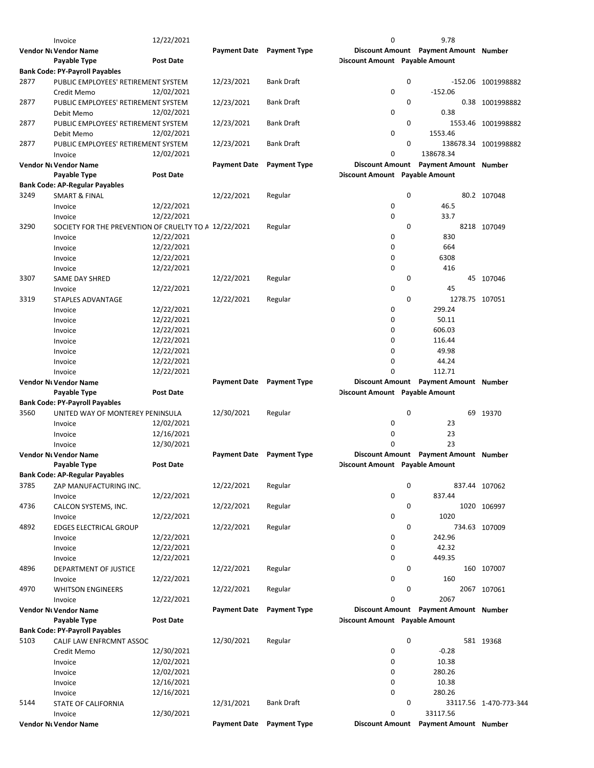| Vendor Nu | Vendor Name | | Payment Date | Payment Type | Discount Amount | Payment Amount | Number |
|---|---|---|---|---|---|---|---|
| | Payable Type | Post Date | | | Discount Amount | Payable Amount | |
| | Invoice | 12/22/2021 | | | 0 | 9.78 | |
| **Vendor Nu** | **Vendor Name** | | **Payment Date** | **Payment Type** | **Discount Amount** | **Payment Amount** | **Number** |
| | **Payable Type** | **Post Date** | | | **Discount Amount** | **Payable Amount** | |
| **Bank Code: PY-Payroll Payables** | | | | | | | |
| 2877 | PUBLIC EMPLOYEES' RETIREMENT SYSTEM | | 12/23/2021 | Bank Draft | 0 | -152.06 | 1001998882 |
| | Credit Memo | 12/02/2021 | | | 0 | -152.06 | |
| 2877 | PUBLIC EMPLOYEES' RETIREMENT SYSTEM | | 12/23/2021 | Bank Draft | 0 | 0.38 | 1001998882 |
| | Debit Memo | 12/02/2021 | | | 0 | 0.38 | |
| 2877 | PUBLIC EMPLOYEES' RETIREMENT SYSTEM | | 12/23/2021 | Bank Draft | 0 | 1553.46 | 1001998882 |
| | Debit Memo | 12/02/2021 | | | 0 | 1553.46 | |
| 2877 | PUBLIC EMPLOYEES' RETIREMENT SYSTEM | | 12/23/2021 | Bank Draft | 0 | 138678.34 | 1001998882 |
| | Invoice | 12/02/2021 | | | 0 | 138678.34 | |
| **Vendor Nu** | **Vendor Name** | | **Payment Date** | **Payment Type** | **Discount Amount** | **Payment Amount** | **Number** |
| | **Payable Type** | **Post Date** | | | **Discount Amount** | **Payable Amount** | |
| **Bank Code: AP-Regular Payables** | | | | | | | |
| 3249 | SMART & FINAL | | 12/22/2021 | Regular | 0 | 80.2 | 107048 |
| | Invoice | 12/22/2021 | | | 0 | 46.5 | |
| | Invoice | 12/22/2021 | | | 0 | 33.7 | |
| 3290 | SOCIETY FOR THE PREVENTION OF CRUELTY TO A | | 12/22/2021 | Regular | 0 | 8218 | 107049 |
| | Invoice | 12/22/2021 | | | 0 | 830 | |
| | Invoice | 12/22/2021 | | | 0 | 664 | |
| | Invoice | 12/22/2021 | | | 0 | 6308 | |
| | Invoice | 12/22/2021 | | | 0 | 416 | |
| 3307 | SAME DAY SHRED | | 12/22/2021 | Regular | 0 | 45 | 107046 |
| | Invoice | 12/22/2021 | | | 0 | 45 | |
| 3319 | STAPLES ADVANTAGE | | 12/22/2021 | Regular | 0 | 1278.75 | 107051 |
| | Invoice | 12/22/2021 | | | 0 | 299.24 | |
| | Invoice | 12/22/2021 | | | 0 | 50.11 | |
| | Invoice | 12/22/2021 | | | 0 | 606.03 | |
| | Invoice | 12/22/2021 | | | 0 | 116.44 | |
| | Invoice | 12/22/2021 | | | 0 | 49.98 | |
| | Invoice | 12/22/2021 | | | 0 | 44.24 | |
| | Invoice | 12/22/2021 | | | 0 | 112.71 | |
| **Vendor Nu** | **Vendor Name** | | **Payment Date** | **Payment Type** | **Discount Amount** | **Payment Amount** | **Number** |
| | **Payable Type** | **Post Date** | | | **Discount Amount** | **Payable Amount** | |
| **Bank Code: PY-Payroll Payables** | | | | | | | |
| 3560 | UNITED WAY OF MONTEREY PENINSULA | | 12/30/2021 | Regular | 0 | 69 | 19370 |
| | Invoice | 12/02/2021 | | | 0 | 23 | |
| | Invoice | 12/16/2021 | | | 0 | 23 | |
| | Invoice | 12/30/2021 | | | 0 | 23 | |
| **Vendor Nu** | **Vendor Name** | | **Payment Date** | **Payment Type** | **Discount Amount** | **Payment Amount** | **Number** |
| | **Payable Type** | **Post Date** | | | **Discount Amount** | **Payable Amount** | |
| **Bank Code: AP-Regular Payables** | | | | | | | |
| 3785 | ZAP MANUFACTURING INC. | | 12/22/2021 | Regular | 0 | 837.44 | 107062 |
| | Invoice | 12/22/2021 | | | 0 | 837.44 | |
| 4736 | CALCON SYSTEMS, INC. | | 12/22/2021 | Regular | 0 | 1020 | 106997 |
| | Invoice | 12/22/2021 | | | 0 | 1020 | |
| 4892 | EDGES ELECTRICAL GROUP | | 12/22/2021 | Regular | 0 | 734.63 | 107009 |
| | Invoice | 12/22/2021 | | | 0 | 242.96 | |
| | Invoice | 12/22/2021 | | | 0 | 42.32 | |
| | Invoice | 12/22/2021 | | | 0 | 449.35 | |
| 4896 | DEPARTMENT OF JUSTICE | | 12/22/2021 | Regular | 0 | 160 | 107007 |
| | Invoice | 12/22/2021 | | | 0 | 160 | |
| 4970 | WHITSON ENGINEERS | | 12/22/2021 | Regular | 0 | 2067 | 107061 |
| | Invoice | 12/22/2021 | | | 0 | 2067 | |
| **Vendor Nu** | **Vendor Name** | | **Payment Date** | **Payment Type** | **Discount Amount** | **Payment Amount** | **Number** |
| | **Payable Type** | **Post Date** | | | **Discount Amount** | **Payable Amount** | |
| **Bank Code: PY-Payroll Payables** | | | | | | | |
| 5103 | CALIF LAW ENFRCMNT ASSOC | | 12/30/2021 | Regular | 0 | 581 | 19368 |
| | Credit Memo | 12/30/2021 | | | 0 | -0.28 | |
| | Invoice | 12/02/2021 | | | 0 | 10.38 | |
| | Invoice | 12/02/2021 | | | 0 | 280.26 | |
| | Invoice | 12/16/2021 | | | 0 | 10.38 | |
| | Invoice | 12/16/2021 | | | 0 | 280.26 | |
| 5144 | STATE OF CALIFORNIA | | 12/31/2021 | Bank Draft | 0 | 33117.56 | 1-470-773-344 |
| | Invoice | 12/30/2021 | | | 0 | 33117.56 | |
| **Vendor Nu** | **Vendor Name** | | **Payment Date** | **Payment Type** | **Discount Amount** | **Payment Amount** | **Number** |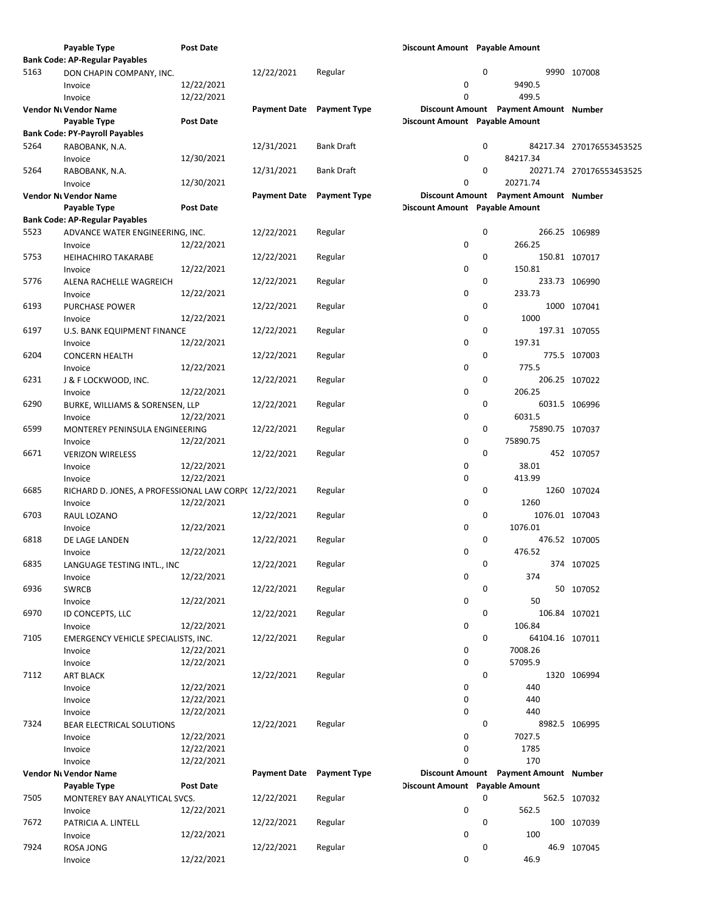| Vendor Number | Vendor Name | Post Date | Payment Date | Payment Type | Discount Amount | Payment Amount | Number |
|---|---|---|---|---|---|---|---|
| | Payable Type | Post Date | | | Discount Amount | Payable Amount | |
| **Bank Code: AP-Regular Payables** | | | | | | | |
| 5163 | DON CHAPIN COMPANY, INC. | | 12/22/2021 | Regular | 0 | 9990 | 107008 |
| | Invoice | 12/22/2021 | | | 0 | 9490.5 | |
| | Invoice | 12/22/2021 | | | 0 | 499.5 | |
| **Vendor Nu** | **Vendor Name** | | **Payment Date** | **Payment Type** | **Discount Amount** | **Payment Amount** | **Number** |
| | **Payable Type** | **Post Date** | | | **Discount Amount** | **Payable Amount** | |
| **Bank Code: PY-Payroll Payables** | | | | | | | |
| 5264 | RABOBANK, N.A. | | 12/31/2021 | Bank Draft | 0 | 84217.34 | 270176553453525 |
| | Invoice | 12/30/2021 | | | 0 | 84217.34 | |
| 5264 | RABOBANK, N.A. | | 12/31/2021 | Bank Draft | 0 | 20271.74 | 270176553453525 |
| | Invoice | 12/30/2021 | | | 0 | 20271.74 | |
| **Vendor Nu** | **Vendor Name** | | **Payment Date** | **Payment Type** | **Discount Amount** | **Payment Amount** | **Number** |
| | **Payable Type** | **Post Date** | | | **Discount Amount** | **Payable Amount** | |
| **Bank Code: AP-Regular Payables** | | | | | | | |
| 5523 | ADVANCE WATER ENGINEERING, INC. | | 12/22/2021 | Regular | 0 | 266.25 | 106989 |
| | Invoice | 12/22/2021 | | | 0 | 266.25 | |
| 5753 | HEIHACHIRO TAKARABE | | 12/22/2021 | Regular | 0 | 150.81 | 107017 |
| | Invoice | 12/22/2021 | | | 0 | 150.81 | |
| 5776 | ALENA RACHELLE WAGREICH | | 12/22/2021 | Regular | 0 | 233.73 | 106990 |
| | Invoice | 12/22/2021 | | | 0 | 233.73 | |
| 6193 | PURCHASE POWER | | 12/22/2021 | Regular | 0 | 1000 | 107041 |
| | Invoice | 12/22/2021 | | | 0 | 1000 | |
| 6197 | U.S. BANK EQUIPMENT FINANCE | | 12/22/2021 | Regular | 0 | 197.31 | 107055 |
| | Invoice | 12/22/2021 | | | 0 | 197.31 | |
| 6204 | CONCERN HEALTH | | 12/22/2021 | Regular | 0 | 775.5 | 107003 |
| | Invoice | 12/22/2021 | | | 0 | 775.5 | |
| 6231 | J & F LOCKWOOD, INC. | | 12/22/2021 | Regular | 0 | 206.25 | 107022 |
| | Invoice | 12/22/2021 | | | 0 | 206.25 | |
| 6290 | BURKE, WILLIAMS & SORENSEN, LLP | | 12/22/2021 | Regular | 0 | 6031.5 | 106996 |
| | Invoice | 12/22/2021 | | | 0 | 6031.5 | |
| 6599 | MONTEREY PENINSULA ENGINEERING | | 12/22/2021 | Regular | 0 | 75890.75 | 107037 |
| | Invoice | 12/22/2021 | | | 0 | 75890.75 | |
| 6671 | VERIZON WIRELESS | | 12/22/2021 | Regular | 0 | 452 | 107057 |
| | Invoice | 12/22/2021 | | | 0 | 38.01 | |
| | Invoice | 12/22/2021 | | | 0 | 413.99 | |
| 6685 | RICHARD D. JONES, A PROFESSIONAL LAW CORP( | | 12/22/2021 | Regular | 0 | 1260 | 107024 |
| | Invoice | 12/22/2021 | | | 0 | 1260 | |
| 6703 | RAUL LOZANO | | 12/22/2021 | Regular | 0 | 1076.01 | 107043 |
| | Invoice | 12/22/2021 | | | 0 | 1076.01 | |
| 6818 | DE LAGE LANDEN | | 12/22/2021 | Regular | 0 | 476.52 | 107005 |
| | Invoice | 12/22/2021 | | | 0 | 476.52 | |
| 6835 | LANGUAGE TESTING INTL., INC | | 12/22/2021 | Regular | 0 | 374 | 107025 |
| | Invoice | 12/22/2021 | | | 0 | 374 | |
| 6936 | SWRCB | | 12/22/2021 | Regular | 0 | 50 | 107052 |
| | Invoice | 12/22/2021 | | | 0 | 50 | |
| 6970 | ID CONCEPTS, LLC | | 12/22/2021 | Regular | 0 | 106.84 | 107021 |
| | Invoice | 12/22/2021 | | | 0 | 106.84 | |
| 7105 | EMERGENCY VEHICLE SPECIALISTS, INC. | | 12/22/2021 | Regular | 0 | 64104.16 | 107011 |
| | Invoice | 12/22/2021 | | | 0 | 7008.26 | |
| | Invoice | 12/22/2021 | | | 0 | 57095.9 | |
| 7112 | ART BLACK | | 12/22/2021 | Regular | 0 | 1320 | 106994 |
| | Invoice | 12/22/2021 | | | 0 | 440 | |
| | Invoice | 12/22/2021 | | | 0 | 440 | |
| | Invoice | 12/22/2021 | | | 0 | 440 | |
| 7324 | BEAR ELECTRICAL SOLUTIONS | | 12/22/2021 | Regular | 0 | 8982.5 | 106995 |
| | Invoice | 12/22/2021 | | | 0 | 7027.5 | |
| | Invoice | 12/22/2021 | | | 0 | 1785 | |
| | Invoice | 12/22/2021 | | | 0 | 170 | |
| **Vendor Nu** | **Vendor Name** | | **Payment Date** | **Payment Type** | **Discount Amount** | **Payment Amount** | **Number** |
| | **Payable Type** | **Post Date** | | | **Discount Amount** | **Payable Amount** | |
| 7505 | MONTEREY BAY ANALYTICAL SVCS. | | 12/22/2021 | Regular | 0 | 562.5 | 107032 |
| | Invoice | 12/22/2021 | | | 0 | 562.5 | |
| 7672 | PATRICIA A. LINTELL | | 12/22/2021 | Regular | 0 | 100 | 107039 |
| | Invoice | 12/22/2021 | | | 0 | 100 | |
| 7924 | ROSA JONG | | 12/22/2021 | Regular | 0 | 46.9 | 107045 |
| | Invoice | 12/22/2021 | | | 0 | 46.9 | |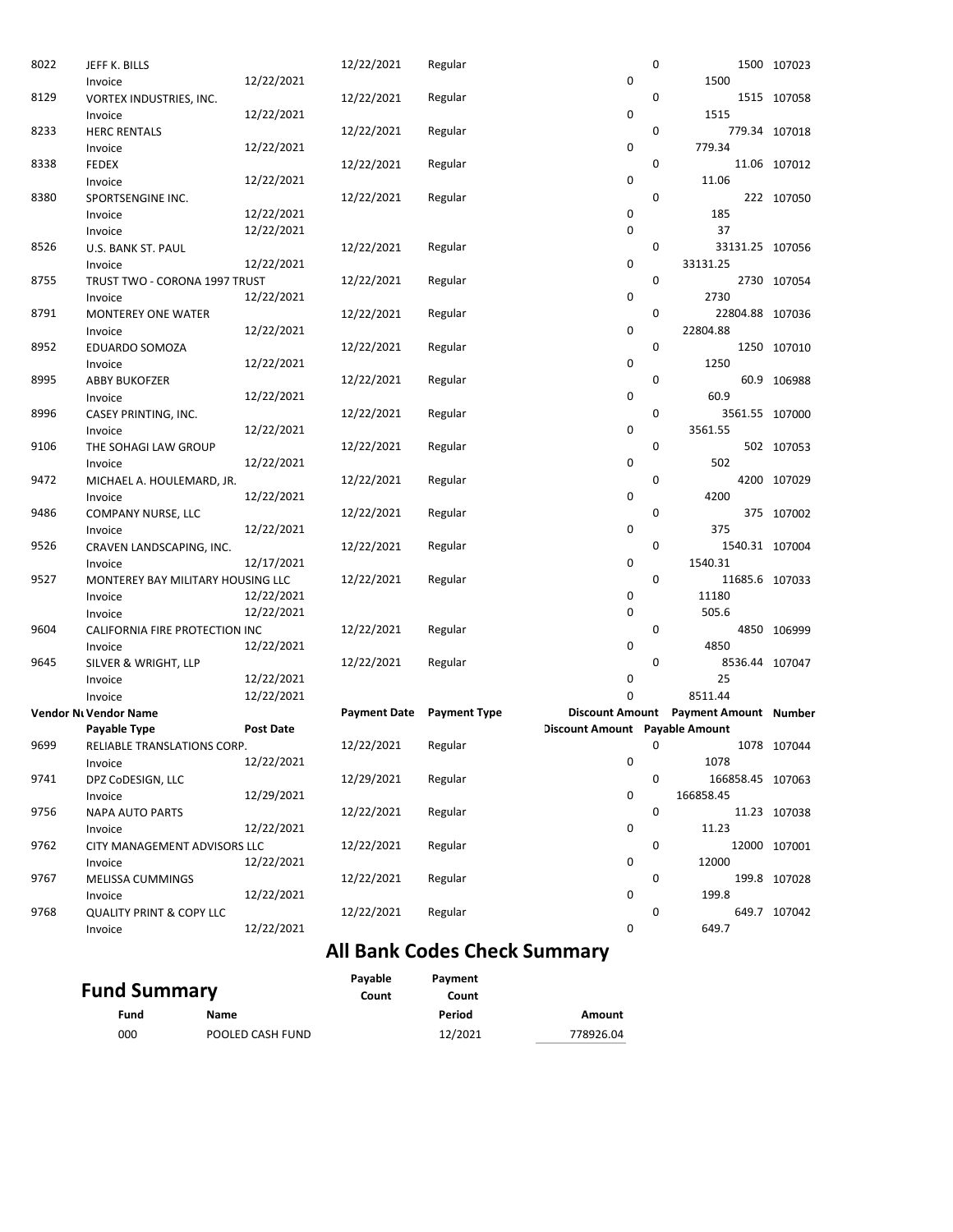| Vendor Number | Vendor Name | | Payment Date | Payment Type | Discount Amount | Payment Amount | Number |
|---|---|---|---|---|---|---|---|
| | Payable Type | Post Date | | | Discount Amount | Payable Amount | |
| 8022 | JEFF K. BILLS | | 12/22/2021 | Regular | 0 | 1500 | 107023 |
| | Invoice | 12/22/2021 | | | 0 | 1500 | |
| 8129 | VORTEX INDUSTRIES, INC. | | 12/22/2021 | Regular | 0 | 1515 | 107058 |
| | Invoice | 12/22/2021 | | | 0 | 1515 | |
| 8233 | HERC RENTALS | | 12/22/2021 | Regular | 0 | 779.34 | 107018 |
| | Invoice | 12/22/2021 | | | 0 | 779.34 | |
| 8338 | FEDEX | | 12/22/2021 | Regular | 0 | 11.06 | 107012 |
| | Invoice | 12/22/2021 | | | 0 | 11.06 | |
| 8380 | SPORTSENGINE INC. | | 12/22/2021 | Regular | 0 | 222 | 107050 |
| | Invoice | 12/22/2021 | | | 0 | 185 | |
| | Invoice | 12/22/2021 | | | 0 | 37 | |
| 8526 | U.S. BANK ST. PAUL | | 12/22/2021 | Regular | 0 | 33131.25 | 107056 |
| | Invoice | 12/22/2021 | | | 0 | 33131.25 | |
| 8755 | TRUST TWO - CORONA 1997 TRUST | | 12/22/2021 | Regular | 0 | 2730 | 107054 |
| | Invoice | 12/22/2021 | | | 0 | 2730 | |
| 8791 | MONTEREY ONE WATER | | 12/22/2021 | Regular | 0 | 22804.88 | 107036 |
| | Invoice | 12/22/2021 | | | 0 | 22804.88 | |
| 8952 | EDUARDO SOMOZA | | 12/22/2021 | Regular | 0 | 1250 | 107010 |
| | Invoice | 12/22/2021 | | | 0 | 1250 | |
| 8995 | ABBY BUKOFZER | | 12/22/2021 | Regular | 0 | 60.9 | 106988 |
| | Invoice | 12/22/2021 | | | 0 | 60.9 | |
| 8996 | CASEY PRINTING, INC. | | 12/22/2021 | Regular | 0 | 3561.55 | 107000 |
| | Invoice | 12/22/2021 | | | 0 | 3561.55 | |
| 9106 | THE SOHAGI LAW GROUP | | 12/22/2021 | Regular | 0 | 502 | 107053 |
| | Invoice | 12/22/2021 | | | 0 | 502 | |
| 9472 | MICHAEL A. HOULEMARD, JR. | | 12/22/2021 | Regular | 0 | 4200 | 107029 |
| | Invoice | 12/22/2021 | | | 0 | 4200 | |
| 9486 | COMPANY NURSE, LLC | | 12/22/2021 | Regular | 0 | 375 | 107002 |
| | Invoice | 12/22/2021 | | | 0 | 375 | |
| 9526 | CRAVEN LANDSCAPING, INC. | | 12/22/2021 | Regular | 0 | 1540.31 | 107004 |
| | Invoice | 12/17/2021 | | | 0 | 1540.31 | |
| 9527 | MONTEREY BAY MILITARY HOUSING LLC | | 12/22/2021 | Regular | 0 | 11685.6 | 107033 |
| | Invoice | 12/22/2021 | | | 0 | 11180 | |
| | Invoice | 12/22/2021 | | | 0 | 505.6 | |
| 9604 | CALIFORNIA FIRE PROTECTION INC | | 12/22/2021 | Regular | 0 | 4850 | 106999 |
| | Invoice | 12/22/2021 | | | 0 | 4850 | |
| 9645 | SILVER & WRIGHT, LLP | | 12/22/2021 | Regular | 0 | 8536.44 | 107047 |
| | Invoice | 12/22/2021 | | | 0 | 25 | |
| | Invoice | 12/22/2021 | | | 0 | 8511.44 | |
| 9699 | RELIABLE TRANSLATIONS CORP. | | 12/22/2021 | Regular | 0 | 1078 | 107044 |
| | Invoice | 12/22/2021 | | | 0 | 1078 | |
| 9741 | DPZ CoDESIGN, LLC | | 12/29/2021 | Regular | 0 | 166858.45 | 107063 |
| | Invoice | 12/29/2021 | | | 0 | 166858.45 | |
| 9756 | NAPA AUTO PARTS | | 12/22/2021 | Regular | 0 | 11.23 | 107038 |
| | Invoice | 12/22/2021 | | | 0 | 11.23 | |
| 9762 | CITY MANAGEMENT ADVISORS LLC | | 12/22/2021 | Regular | 0 | 12000 | 107001 |
| | Invoice | 12/22/2021 | | | 0 | 12000 | |
| 9767 | MELISSA CUMMINGS | | 12/22/2021 | Regular | 0 | 199.8 | 107028 |
| | Invoice | 12/22/2021 | | | 0 | 199.8 | |
| 9768 | QUALITY PRINT & COPY LLC | | 12/22/2021 | Regular | 0 | 649.7 | 107042 |
| | Invoice | 12/22/2021 | | | 0 | 649.7 | |

## All Bank Codes Check Summary

### Fund Summary

| Fund | Name | Payable Count | Payment Count Period | Amount |
|---|---|---|---|---|
| 000 | POOLED CASH FUND | | 12/2021 | 778926.04 |